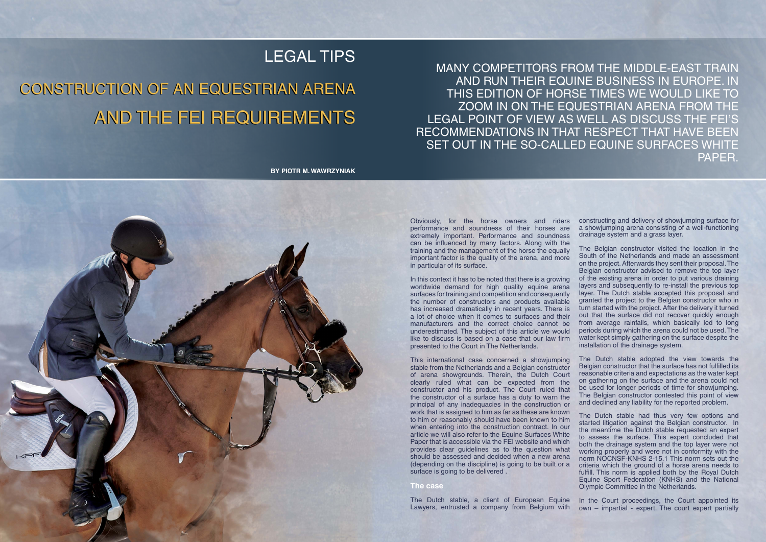# LEGAL TIPS

## CONSTRUCTION OF AN EQUESTRIAN ARENA AND THE FEI REQUIREMENTS

**BY PIOTR M. WAWRZYNIAK**

MANY COMPETITORS FROM THE MIDDLE-EAST TRAIN AND RUN THEIR EQUINE BUSINESS IN EUROPE. IN THIS EDITION OF HORSE TIMES WE WOULD LIKE TO ZOOM IN ON THE EQUESTRIAN ARENA FROM THE LEGAL POINT OF VIEW AS WELL AS DISCUSS THE FEI'S RECOMMENDATIONS IN THAT RESPECT THAT HAVE BEEN SET OUT IN THE SO-CALLED EQUINE SURFACES WHITE PAPER.

Obviously, for the horse owners and riders performance and soundness of their horses are extremely important. Performance and soundness can be influenced by many factors. Along with the training and the management of the horse the equally important factor is the quality of the arena, and more in particular of its surface.

In this context it has to be noted that there is a growing worldwide demand for high quality equine arena surfaces for training and competition and consequently the number of constructors and products available has increased dramatically in recent years. There is a lot of choice when it comes to surfaces and their manufacturers and the correct choice cannot be underestimated. The subject of this article we would like to discuss is based on a case that our law firm presented to the Court in The Netherlands.

This international case concerned a showjumping stable from the Netherlands and a Belgian constructor of arena showgrounds. Therein, the Dutch Court clearly ruled what can be expected from the constructor and his product. The Court ruled that the constructor of a surface has a duty to warn the principal of any inadequacies in the construction or work that is assigned to him as far as these are known to him or reasonably should have been known to him when entering into the construction contract. In our article we will also refer to the Equine Surfaces White Paper that is accessible via the FEI website and which provides clear guidelines as to the question what should be assessed and decided when a new arena (depending on the discipline) is going to be built or a surface is going to be delivered .

### The case

The Dutch stable, a client of European Equine Lawyers, entrusted a company from Belgium with constructing and delivery of showjumping surface for a showjumping arena consisting of a well-functioning drainage system and a grass layer.

The Belgian constructor visited the location in the South of the Netherlands and made an assessment on the project. Afterwards they sent their proposal. The Belgian constructor advised to remove the top layer of the existing arena in order to put various draining layers and subsequently to re-install the previous top layer. The Dutch stable accepted this proposal and granted the project to the Belgian constructor who in turn started with the project. After the delivery it turned out that the surface did not recover quickly enough from average rainfalls, which basically led to long periods during which the arena could not be used. The water kept simply gathering on the surface despite the installation of the drainage system.

The Dutch stable adopted the view towards the Belgian constructor that the surface has not fulfilled its reasonable criteria and expectations as the water kept on gathering on the surface and the arena could not be used for longer periods of time for showjumping. The Belgian constructor contested this point of view and declined any liability for the reported problem.

The Dutch stable had thus very few options and started litigation against the Belgian constructor. In the meantime the Dutch stable requested an expert to assess the surface. This expert concluded that both the drainage system and the top layer were not working properly and were not in conformity with the norm NOCNSF-KNHS 2-15.1 This norm sets out the criteria which the ground of a horse arena needs to fulfill. This norm is applied both by the Royal Dutch Equine Sport Federation (KNHS) and the National Olympic Committee in the Netherlands.

In the Court proceedings, the Court appointed its own – impartial - expert. The court expert partially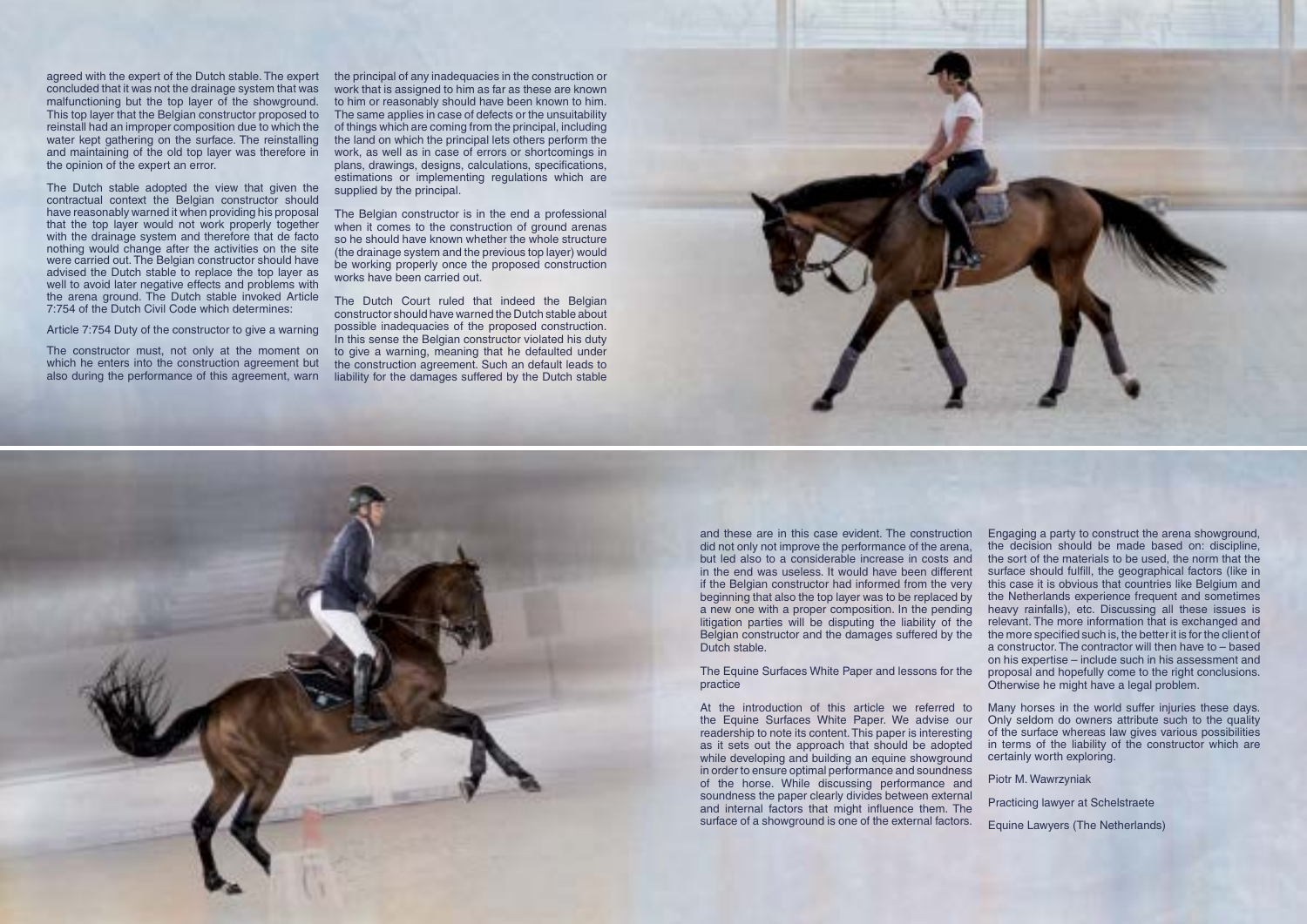agreed with the expert of the Dutch stable. The expert concluded that it was not the drainage system that was malfunctioning but the top layer of the showground. This top layer that the Belgian constructor proposed to reinstall had an improper composition due to which the water kept gathering on the surface. The reinstalling and maintaining of the old top layer was therefore in the opinion of the expert an error.

The Dutch stable adopted the view that given the contractual context the Belgian constructor should have reasonably warned it when providing his proposal that the top layer would not work properly together with the drainage system and therefore that de facto nothing would change after the activities on the site were carried out. The Belgian constructor should have advised the Dutch stable to replace the top layer as well to avoid later negative effects and problems with the arena ground. The Dutch stable invoked Article 7:754 of the Dutch Civil Code which determines:

Article 7:754 Duty of the constructor to give a warning

The constructor must, not only at the moment on which he enters into the construction agreement but also during the performance of this agreement, warn the principal of any inadequacies in the construction or work that is assigned to him as far as these are known to him or reasonably should have been known to him. The same applies in case of defects or the unsuitability of things which are coming from the principal, including the land on which the principal lets others perform the work, as well as in case of errors or shortcomings in plans, drawings, designs, calculations, specifications, estimations or implementing regulations which are supplied by the principal.

The Belgian constructor is in the end a professional when it comes to the construction of ground arenas so he should have known whether the whole structure (the drainage system and the previous top layer) would be working properly once the proposed construction works have been carried out.

The Dutch Court ruled that indeed the Belgian constructor should have warned the Dutch stable about possible inadequacies of the proposed construction. In this sense the Belgian constructor violated his duty to give a warning, meaning that he defaulted under the construction agreement. Such an default leads to liability for the damages suffered by the Dutch stable and these are in this case evident. The construction did not only not improve the performance of the arena, but led also to a considerable increase in costs and in the end was useless. It would have been different if the Belgian constructor had informed from the very beginning that also the top layer was to be replaced by a new one with a proper composition. In the pending litigation parties will be disputing the liability of the Belgian constructor and the damages suffered by the Dutch stable.

## The Equine Surfaces White Paper and lessons for the practice

At the introduction of this article we referred to the Equine Surfaces White Paper. We advise our readership to note its content. This paper is interesting as it sets out the approach that should be adopted while developing and building an equine showground in order to ensure optimal performance and soundness of the horse. While discussing performance and soundness the paper clearly divides between external and internal factors that might influence them. The surface of a showground is one of the external factors. Engaging a party to construct the arena showground, the decision should be made based on: discipline, the sort of the materials to be used, the norm that the surface should fulfill, the geographical factors (like in this case it is obvious that countries like Belgium and the Netherlands experience frequent and sometimes heavy rainfalls), etc. Discussing all these issues is relevant. The more information that is exchanged and the more specified such is, the better it is for the client of a constructor. The contractor will then have to – based on his expertise – include such in his assessment and proposal and hopefully come to the right conclusions. Otherwise he might have a legal problem.

Many horses in the world suffer injuries these days. Only seldom do owners attribute such to the quality of the surface whereas law gives various possibilities in terms of the liability of the constructor which are certainly worth exploring.

Piotr M. Wawrzyniak

Practicing lawyer at Schelstraete

Equine Lawyers (The Netherlands)